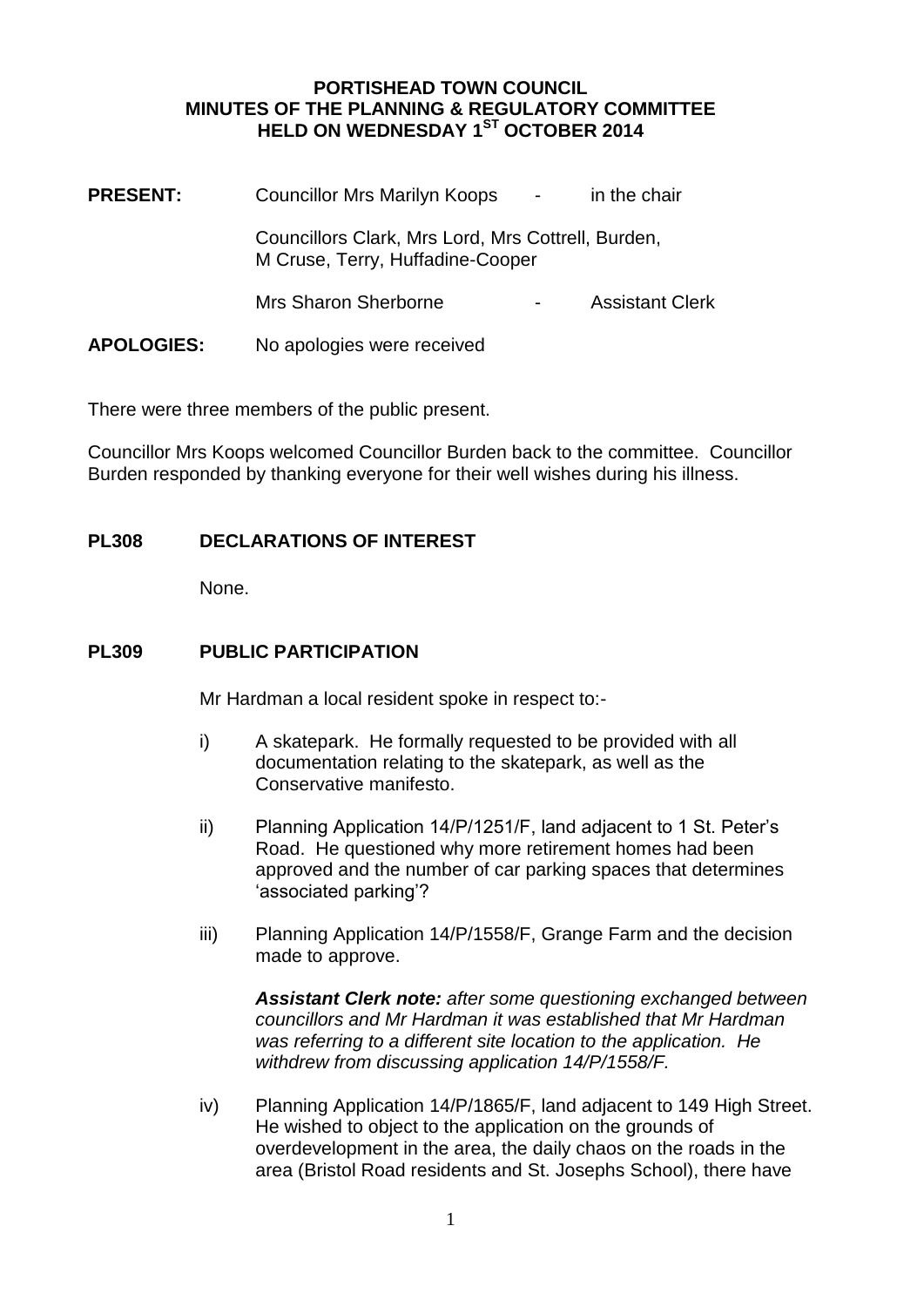# PORTISHEAD TOWN COUNCIL
## MINUTES OF THE PLANNING & REGULATORY COMMITTEE HELD ON WEDNESDAY 1ST OCTOBER 2014

**PRESENT:** Councillor Mrs Marilyn Koops - in the chair

Councillors Clark, Mrs Lord, Mrs Cottrell, Burden, M Cruse, Terry, Huffadine-Cooper

Mrs Sharon Sherborne - Assistant Clerk

**APOLOGIES:** No apologies were received

There were three members of the public present.

Councillor Mrs Koops welcomed Councillor Burden back to the committee. Councillor Burden responded by thanking everyone for their well wishes during his illness.

### PL308 DECLARATIONS OF INTEREST

None.

### PL309 PUBLIC PARTICIPATION

Mr Hardman a local resident spoke in respect to:-

i) A skatepark. He formally requested to be provided with all documentation relating to the skatepark, as well as the Conservative manifesto.

ii) Planning Application 14/P/1251/F, land adjacent to 1 St. Peter's Road. He questioned why more retirement homes had been approved and the number of car parking spaces that determines 'associated parking'?

iii) Planning Application 14/P/1558/F, Grange Farm and the decision made to approve.

***Assistant Clerk note:*** *after some questioning exchanged between councillors and Mr Hardman it was established that Mr Hardman was referring to a different site location to the application. He withdrew from discussing application 14/P/1558/F.*

iv) Planning Application 14/P/1865/F, land adjacent to 149 High Street. He wished to object to the application on the grounds of overdevelopment in the area, the daily chaos on the roads in the area (Bristol Road residents and St. Josephs School), there have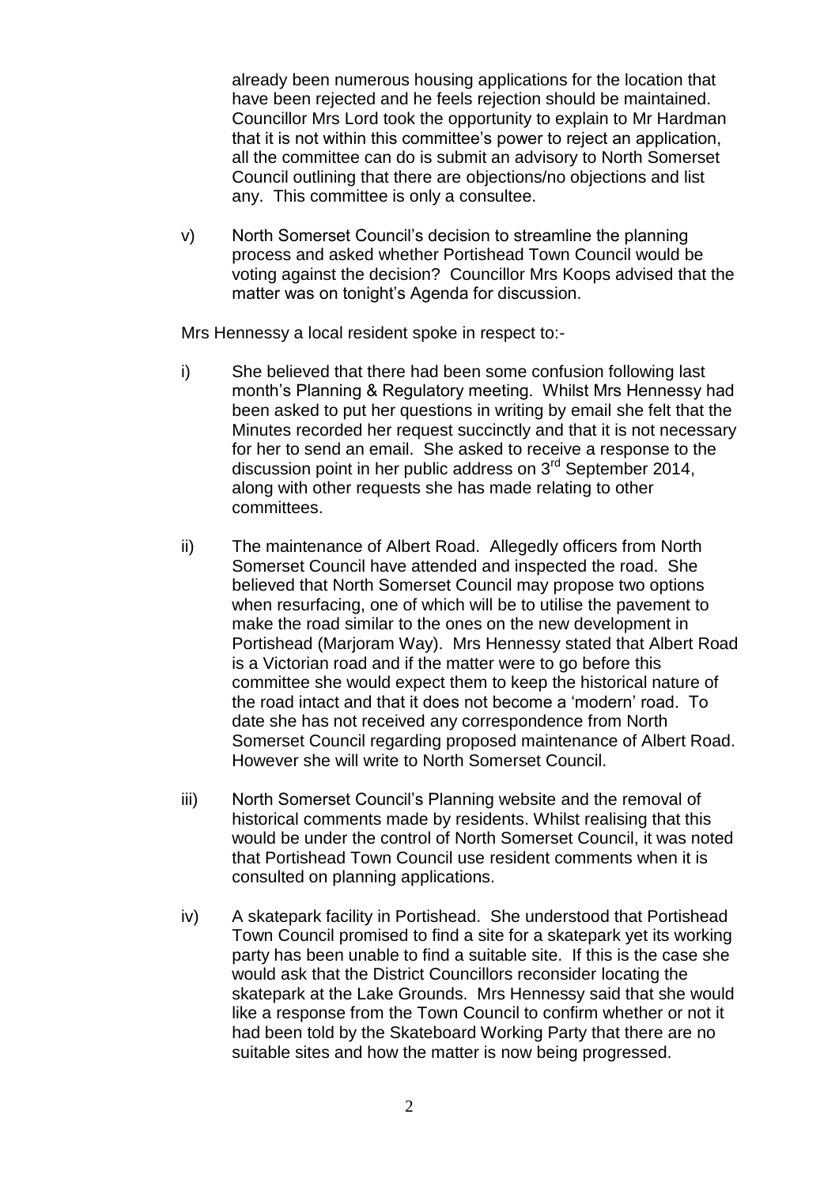already been numerous housing applications for the location that have been rejected and he feels rejection should be maintained. Councillor Mrs Lord took the opportunity to explain to Mr Hardman that it is not within this committee's power to reject an application, all the committee can do is submit an advisory to North Somerset Council outlining that there are objections/no objections and list any. This committee is only a consultee.

v) North Somerset Council's decision to streamline the planning process and asked whether Portishead Town Council would be voting against the decision? Councillor Mrs Koops advised that the matter was on tonight's Agenda for discussion.

Mrs Hennessy a local resident spoke in respect to:-

i) She believed that there had been some confusion following last month's Planning & Regulatory meeting. Whilst Mrs Hennessy had been asked to put her questions in writing by email she felt that the Minutes recorded her request succinctly and that it is not necessary for her to send an email. She asked to receive a response to the discussion point in her public address on 3rd September 2014, along with other requests she has made relating to other committees.

ii) The maintenance of Albert Road. Allegedly officers from North Somerset Council have attended and inspected the road. She believed that North Somerset Council may propose two options when resurfacing, one of which will be to utilise the pavement to make the road similar to the ones on the new development in Portishead (Marjoram Way). Mrs Hennessy stated that Albert Road is a Victorian road and if the matter were to go before this committee she would expect them to keep the historical nature of the road intact and that it does not become a 'modern' road. To date she has not received any correspondence from North Somerset Council regarding proposed maintenance of Albert Road. However she will write to North Somerset Council.

iii) North Somerset Council's Planning website and the removal of historical comments made by residents. Whilst realising that this would be under the control of North Somerset Council, it was noted that Portishead Town Council use resident comments when it is consulted on planning applications.

iv) A skatepark facility in Portishead. She understood that Portishead Town Council promised to find a site for a skatepark yet its working party has been unable to find a suitable site. If this is the case she would ask that the District Councillors reconsider locating the skatepark at the Lake Grounds. Mrs Hennessy said that she would like a response from the Town Council to confirm whether or not it had been told by the Skateboard Working Party that there are no suitable sites and how the matter is now being progressed.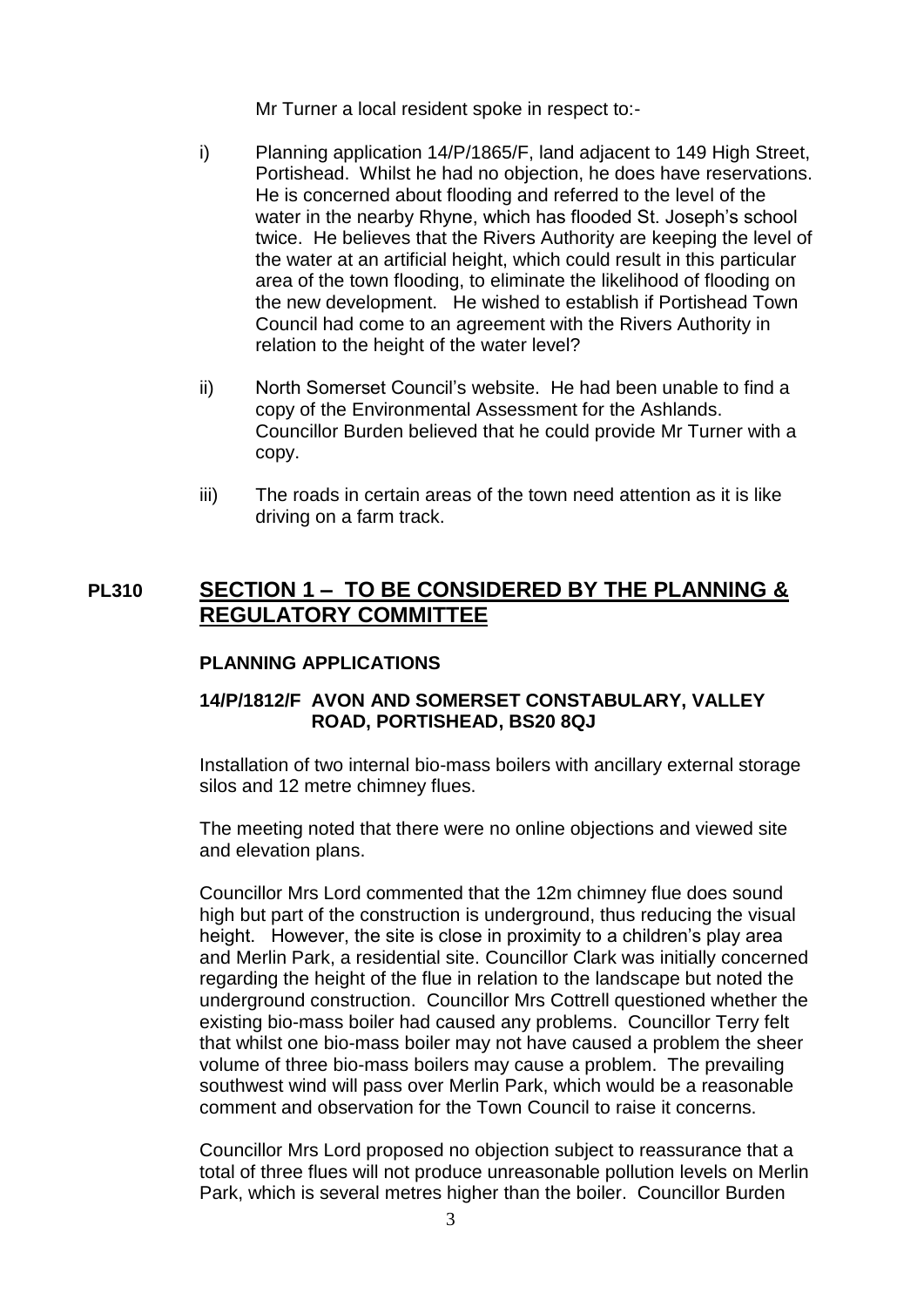Mr Turner a local resident spoke in respect to:-

i) Planning application 14/P/1865/F, land adjacent to 149 High Street, Portishead. Whilst he had no objection, he does have reservations. He is concerned about flooding and referred to the level of the water in the nearby Rhyne, which has flooded St. Joseph's school twice. He believes that the Rivers Authority are keeping the level of the water at an artificial height, which could result in this particular area of the town flooding, to eliminate the likelihood of flooding on the new development. He wished to establish if Portishead Town Council had come to an agreement with the Rivers Authority in relation to the height of the water level?

ii) North Somerset Council's website. He had been unable to find a copy of the Environmental Assessment for the Ashlands. Councillor Burden believed that he could provide Mr Turner with a copy.

iii) The roads in certain areas of the town need attention as it is like driving on a farm track.

## PL310 SECTION 1 – TO BE CONSIDERED BY THE PLANNING & REGULATORY COMMITTEE

### PLANNING APPLICATIONS

#### 14/P/1812/F AVON AND SOMERSET CONSTABULARY, VALLEY ROAD, PORTISHEAD, BS20 8QJ

Installation of two internal bio-mass boilers with ancillary external storage silos and 12 metre chimney flues.

The meeting noted that there were no online objections and viewed site and elevation plans.

Councillor Mrs Lord commented that the 12m chimney flue does sound high but part of the construction is underground, thus reducing the visual height. However, the site is close in proximity to a children's play area and Merlin Park, a residential site. Councillor Clark was initially concerned regarding the height of the flue in relation to the landscape but noted the underground construction. Councillor Mrs Cottrell questioned whether the existing bio-mass boiler had caused any problems. Councillor Terry felt that whilst one bio-mass boiler may not have caused a problem the sheer volume of three bio-mass boilers may cause a problem. The prevailing southwest wind will pass over Merlin Park, which would be a reasonable comment and observation for the Town Council to raise it concerns.

Councillor Mrs Lord proposed no objection subject to reassurance that a total of three flues will not produce unreasonable pollution levels on Merlin Park, which is several metres higher than the boiler. Councillor Burden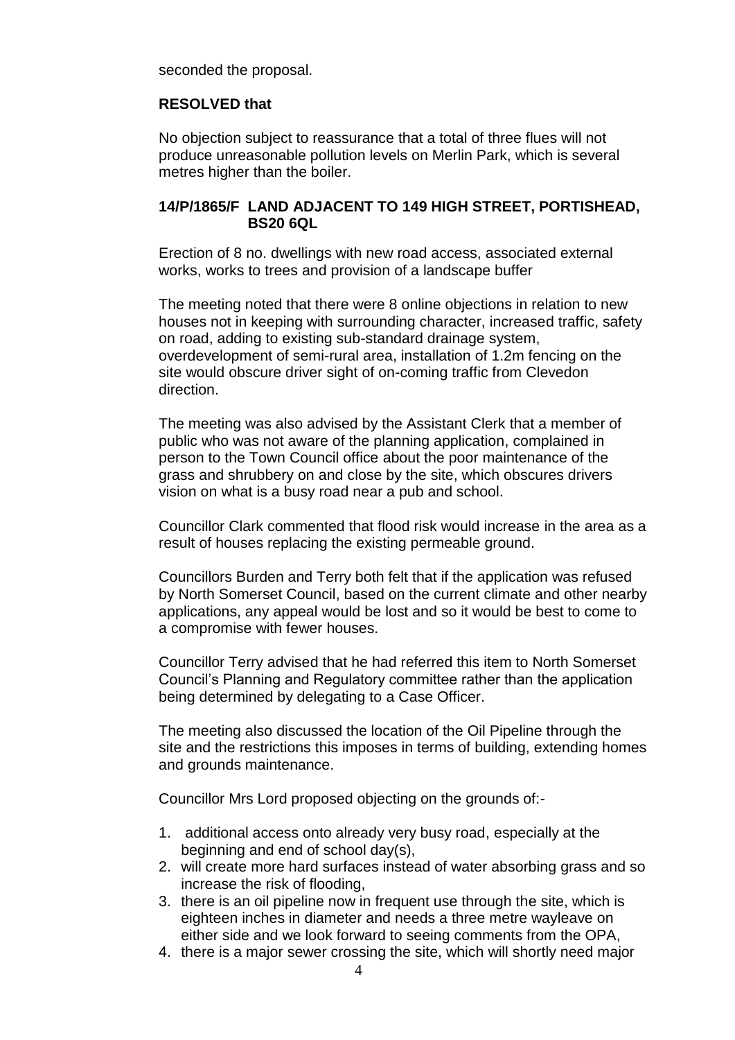seconded the proposal.

**RESOLVED that**

No objection subject to reassurance that a total of three flues will not produce unreasonable pollution levels on Merlin Park, which is several metres higher than the boiler.

### 14/P/1865/F LAND ADJACENT TO 149 HIGH STREET, PORTISHEAD, BS20 6QL

Erection of 8 no. dwellings with new road access, associated external works, works to trees and provision of a landscape buffer

The meeting noted that there were 8 online objections in relation to new houses not in keeping with surrounding character, increased traffic, safety on road, adding to existing sub-standard drainage system, overdevelopment of semi-rural area, installation of 1.2m fencing on the site would obscure driver sight of on-coming traffic from Clevedon direction.

The meeting was also advised by the Assistant Clerk that a member of public who was not aware of the planning application, complained in person to the Town Council office about the poor maintenance of the grass and shrubbery on and close by the site, which obscures drivers vision on what is a busy road near a pub and school.

Councillor Clark commented that flood risk would increase in the area as a result of houses replacing the existing permeable ground.

Councillors Burden and Terry both felt that if the application was refused by North Somerset Council, based on the current climate and other nearby applications, any appeal would be lost and so it would be best to come to a compromise with fewer houses.

Councillor Terry advised that he had referred this item to North Somerset Council's Planning and Regulatory committee rather than the application being determined by delegating to a Case Officer.

The meeting also discussed the location of the Oil Pipeline through the site and the restrictions this imposes in terms of building, extending homes and grounds maintenance.

Councillor Mrs Lord proposed objecting on the grounds of:-

1. additional access onto already very busy road, especially at the beginning and end of school day(s),
2. will create more hard surfaces instead of water absorbing grass and so increase the risk of flooding,
3. there is an oil pipeline now in frequent use through the site, which is eighteen inches in diameter and needs a three metre wayleave on either side and we look forward to seeing comments from the OPA,
4. there is a major sewer crossing the site, which will shortly need major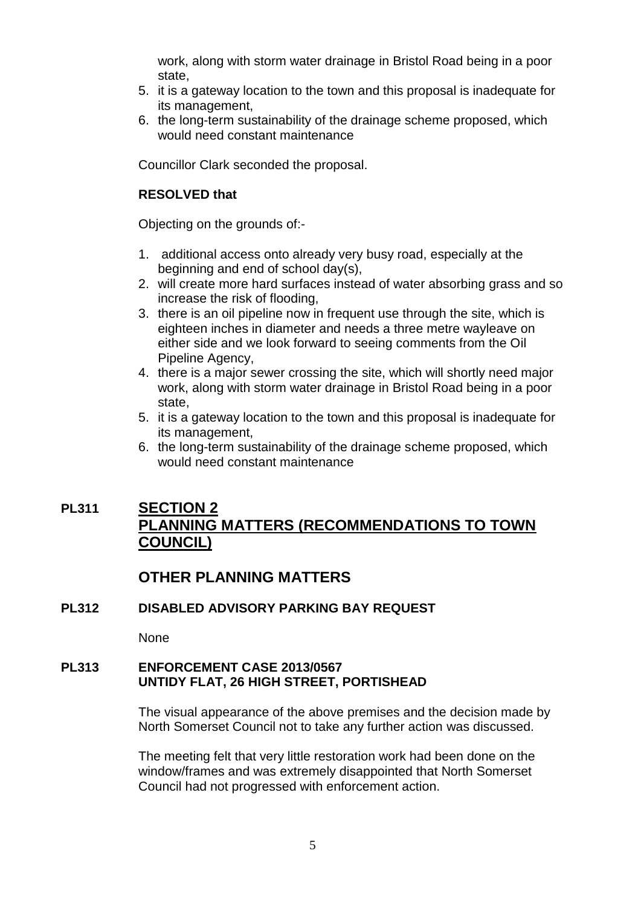work, along with storm water drainage in Bristol Road being in a poor state,
5. it is a gateway location to the town and this proposal is inadequate for its management,
6. the long-term sustainability of the drainage scheme proposed, which would need constant maintenance

Councillor Clark seconded the proposal.

**RESOLVED that**

Objecting on the grounds of:-

1. additional access onto already very busy road, especially at the beginning and end of school day(s),
2. will create more hard surfaces instead of water absorbing grass and so increase the risk of flooding,
3. there is an oil pipeline now in frequent use through the site, which is eighteen inches in diameter and needs a three metre wayleave on either side and we look forward to seeing comments from the Oil Pipeline Agency,
4. there is a major sewer crossing the site, which will shortly need major work, along with storm water drainage in Bristol Road being in a poor state,
5. it is a gateway location to the town and this proposal is inadequate for its management,
6. the long-term sustainability of the drainage scheme proposed, which would need constant maintenance

## PL311 SECTION 2 PLANNING MATTERS (RECOMMENDATIONS TO TOWN COUNCIL)

## OTHER PLANNING MATTERS

### PL312 DISABLED ADVISORY PARKING BAY REQUEST

None

### PL313 ENFORCEMENT CASE 2013/0567 UNTIDY FLAT, 26 HIGH STREET, PORTISHEAD

The visual appearance of the above premises and the decision made by North Somerset Council not to take any further action was discussed.

The meeting felt that very little restoration work had been done on the window/frames and was extremely disappointed that North Somerset Council had not progressed with enforcement action.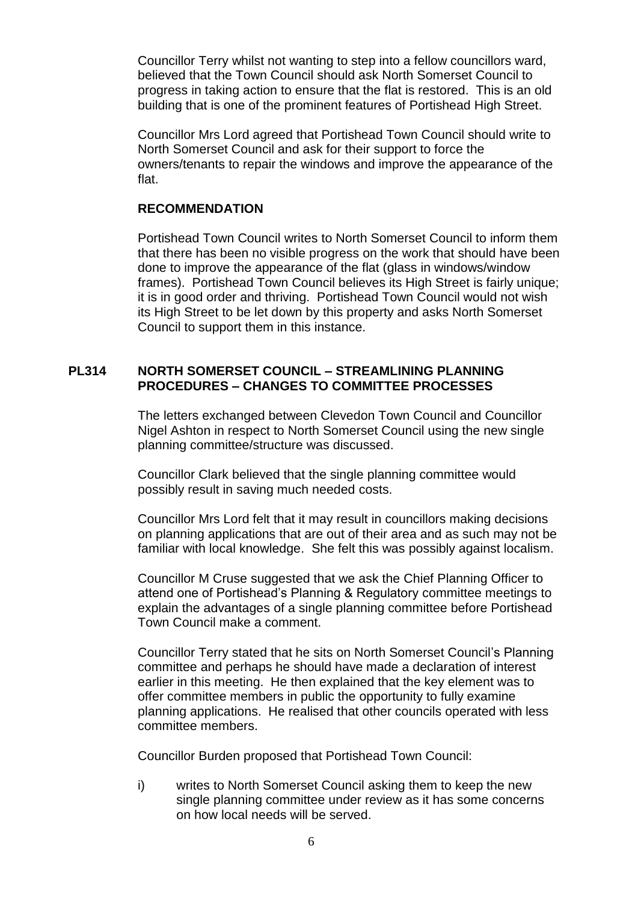Councillor Terry whilst not wanting to step into a fellow councillors ward, believed that the Town Council should ask North Somerset Council to progress in taking action to ensure that the flat is restored. This is an old building that is one of the prominent features of Portishead High Street.

Councillor Mrs Lord agreed that Portishead Town Council should write to North Somerset Council and ask for their support to force the owners/tenants to repair the windows and improve the appearance of the flat.

**RECOMMENDATION**

Portishead Town Council writes to North Somerset Council to inform them that there has been no visible progress on the work that should have been done to improve the appearance of the flat (glass in windows/window frames). Portishead Town Council believes its High Street is fairly unique; it is in good order and thriving. Portishead Town Council would not wish its High Street to be let down by this property and asks North Somerset Council to support them in this instance.

## PL314 NORTH SOMERSET COUNCIL – STREAMLINING PLANNING PROCEDURES – CHANGES TO COMMITTEE PROCESSES

The letters exchanged between Clevedon Town Council and Councillor Nigel Ashton in respect to North Somerset Council using the new single planning committee/structure was discussed.

Councillor Clark believed that the single planning committee would possibly result in saving much needed costs.

Councillor Mrs Lord felt that it may result in councillors making decisions on planning applications that are out of their area and as such may not be familiar with local knowledge. She felt this was possibly against localism.

Councillor M Cruse suggested that we ask the Chief Planning Officer to attend one of Portishead's Planning & Regulatory committee meetings to explain the advantages of a single planning committee before Portishead Town Council make a comment.

Councillor Terry stated that he sits on North Somerset Council's Planning committee and perhaps he should have made a declaration of interest earlier in this meeting. He then explained that the key element was to offer committee members in public the opportunity to fully examine planning applications. He realised that other councils operated with less committee members.

Councillor Burden proposed that Portishead Town Council:

i) writes to North Somerset Council asking them to keep the new single planning committee under review as it has some concerns on how local needs will be served.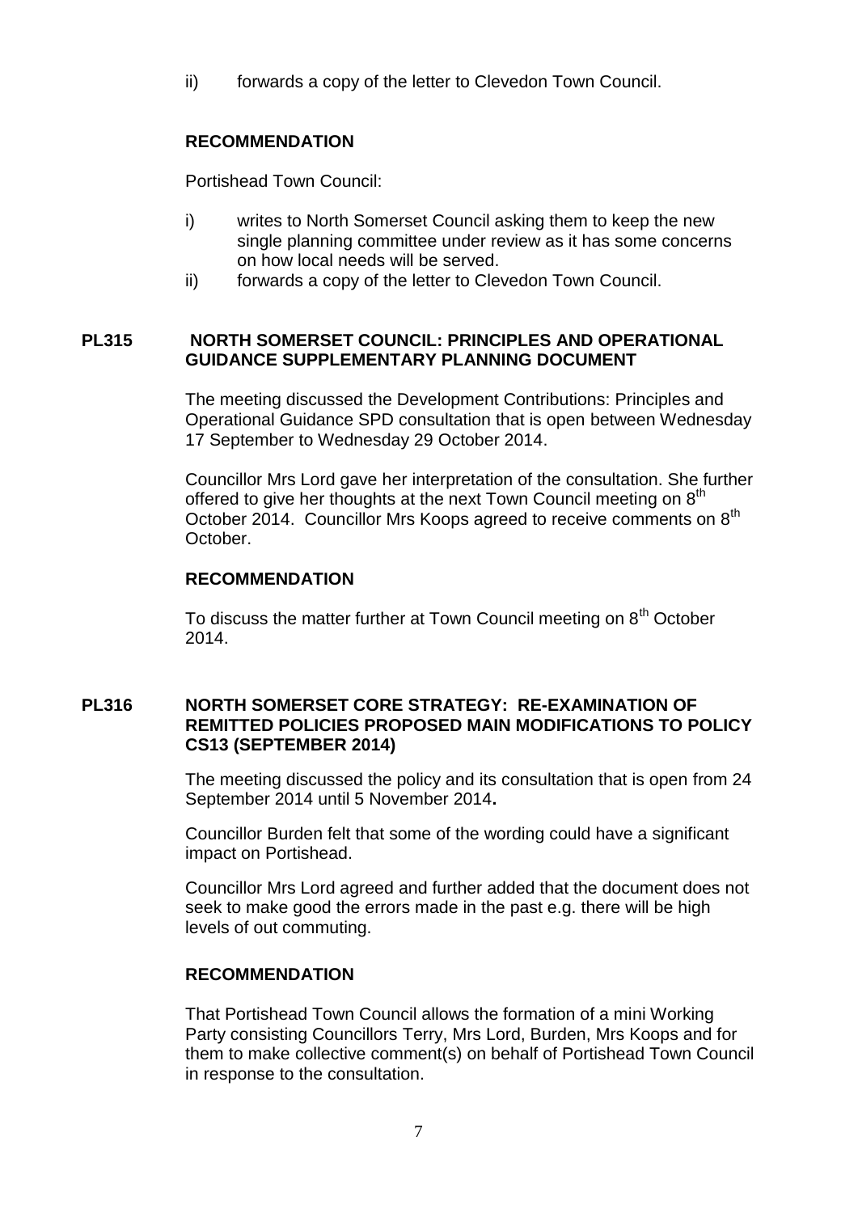ii) forwards a copy of the letter to Clevedon Town Council.

**RECOMMENDATION**

Portishead Town Council:

i) writes to North Somerset Council asking them to keep the new single planning committee under review as it has some concerns on how local needs will be served.
ii) forwards a copy of the letter to Clevedon Town Council.

## PL315 NORTH SOMERSET COUNCIL: PRINCIPLES AND OPERATIONAL GUIDANCE SUPPLEMENTARY PLANNING DOCUMENT

The meeting discussed the Development Contributions: Principles and Operational Guidance SPD consultation that is open between Wednesday 17 September to Wednesday 29 October 2014.

Councillor Mrs Lord gave her interpretation of the consultation. She further offered to give her thoughts at the next Town Council meeting on 8th October 2014. Councillor Mrs Koops agreed to receive comments on 8th October.

**RECOMMENDATION**

To discuss the matter further at Town Council meeting on 8th October 2014.

## PL316 NORTH SOMERSET CORE STRATEGY: RE-EXAMINATION OF REMITTED POLICIES PROPOSED MAIN MODIFICATIONS TO POLICY CS13 (SEPTEMBER 2014)

The meeting discussed the policy and its consultation that is open from 24 September 2014 until 5 November 2014**.**

Councillor Burden felt that some of the wording could have a significant impact on Portishead.

Councillor Mrs Lord agreed and further added that the document does not seek to make good the errors made in the past e.g. there will be high levels of out commuting.

**RECOMMENDATION**

That Portishead Town Council allows the formation of a mini Working Party consisting Councillors Terry, Mrs Lord, Burden, Mrs Koops and for them to make collective comment(s) on behalf of Portishead Town Council in response to the consultation.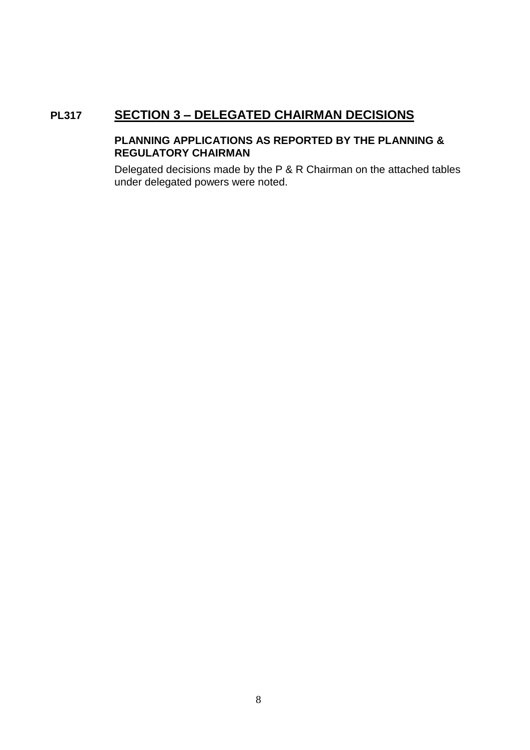**PL317** <u>**SECTION 3 – DELEGATED CHAIRMAN DECISIONS**</u>

**PLANNING APPLICATIONS AS REPORTED BY THE PLANNING & REGULATORY CHAIRMAN**

Delegated decisions made by the P & R Chairman on the attached tables under delegated powers were noted.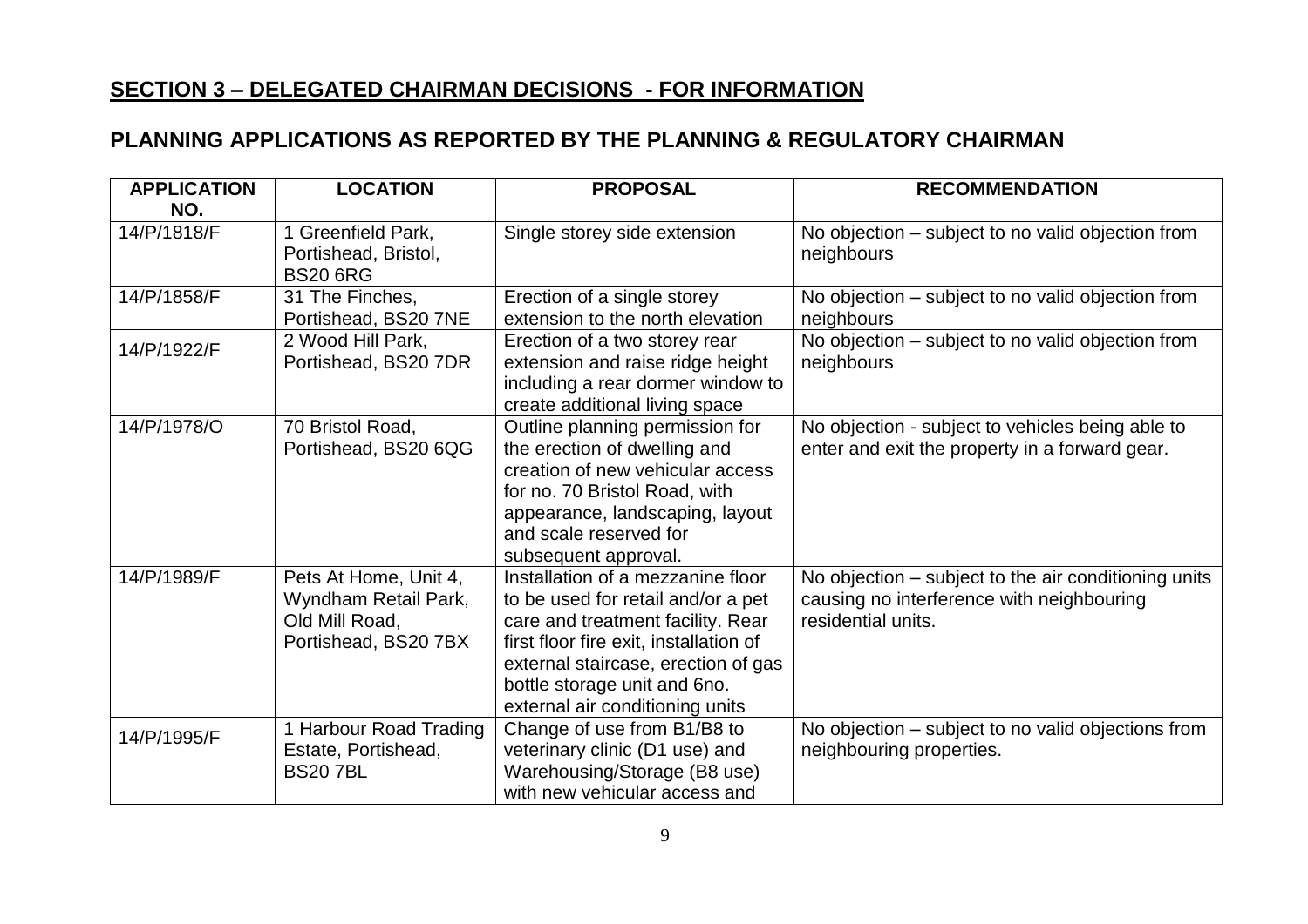## SECTION 3 – DELEGATED CHAIRMAN DECISIONS - FOR INFORMATION

### PLANNING APPLICATIONS AS REPORTED BY THE PLANNING & REGULATORY CHAIRMAN

| APPLICATION NO. | LOCATION | PROPOSAL | RECOMMENDATION |
| --- | --- | --- | --- |
| 14/P/1818/F | 1 Greenfield Park, Portishead, Bristol, BS20 6RG | Single storey side extension | No objection – subject to no valid objection from neighbours |
| 14/P/1858/F | 31 The Finches, Portishead, BS20 7NE | Erection of a single storey extension to the north elevation | No objection – subject to no valid objection from neighbours |
| 14/P/1922/F | 2 Wood Hill Park, Portishead, BS20 7DR | Erection of a two storey rear extension and raise ridge height including a rear dormer window to create additional living space | No objection – subject to no valid objection from neighbours |
| 14/P/1978/O | 70 Bristol Road, Portishead, BS20 6QG | Outline planning permission for the erection of dwelling and creation of new vehicular access for no. 70 Bristol Road, with appearance, landscaping, layout and scale reserved for subsequent approval. | No objection - subject to vehicles being able to enter and exit the property in a forward gear. |
| 14/P/1989/F | Pets At Home, Unit 4, Wyndham Retail Park, Old Mill Road, Portishead, BS20 7BX | Installation of a mezzanine floor to be used for retail and/or a pet care and treatment facility. Rear first floor fire exit, installation of external staircase, erection of gas bottle storage unit and 6no. external air conditioning units | No objection – subject to the air conditioning units causing no interference with neighbouring residential units. |
| 14/P/1995/F | 1 Harbour Road Trading Estate, Portishead, BS20 7BL | Change of use from B1/B8 to veterinary clinic (D1 use) and Warehousing/Storage (B8 use) with new vehicular access and | No objection – subject to no valid objections from neighbouring properties. |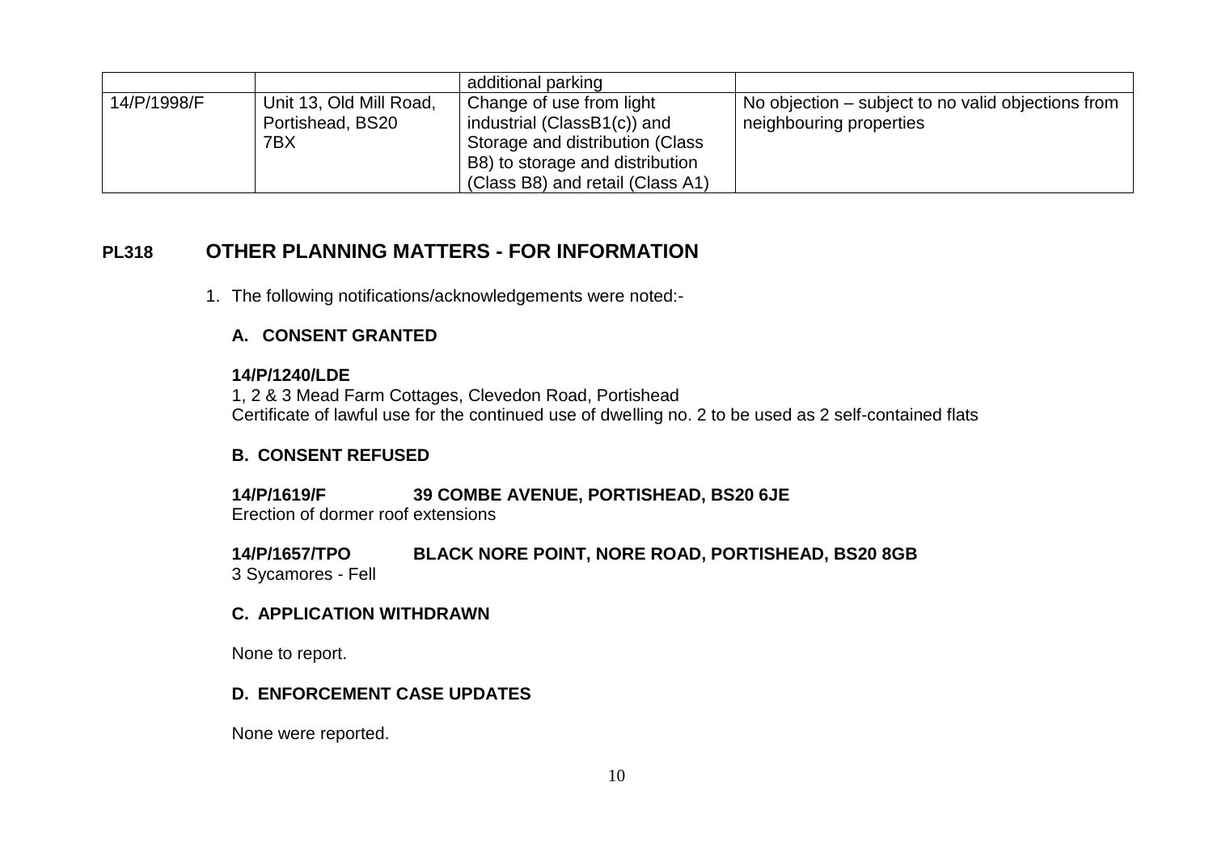| | | | |
|---|---|---|---|
| | | additional parking | |
| 14/P/1998/F | Unit 13, Old Mill Road, Portishead, BS20 7BX | Change of use from light industrial (ClassB1(c)) and Storage and distribution (Class B8) to storage and distribution (Class B8) and retail (Class A1) | No objection – subject to no valid objections from neighbouring properties |

## PL318 OTHER PLANNING MATTERS - FOR INFORMATION

1. The following notifications/acknowledgements were noted:-

### A. CONSENT GRANTED

**14/P/1240/LDE**
1, 2 & 3 Mead Farm Cottages, Clevedon Road, Portishead
Certificate of lawful use for the continued use of dwelling no. 2 to be used as 2 self-contained flats

### B. CONSENT REFUSED

**14/P/1619/F 39 COMBE AVENUE, PORTISHEAD, BS20 6JE**
Erection of dormer roof extensions

**14/P/1657/TPO BLACK NORE POINT, NORE ROAD, PORTISHEAD, BS20 8GB**
3 Sycamores - Fell

### C. APPLICATION WITHDRAWN

None to report.

### D. ENFORCEMENT CASE UPDATES

None were reported.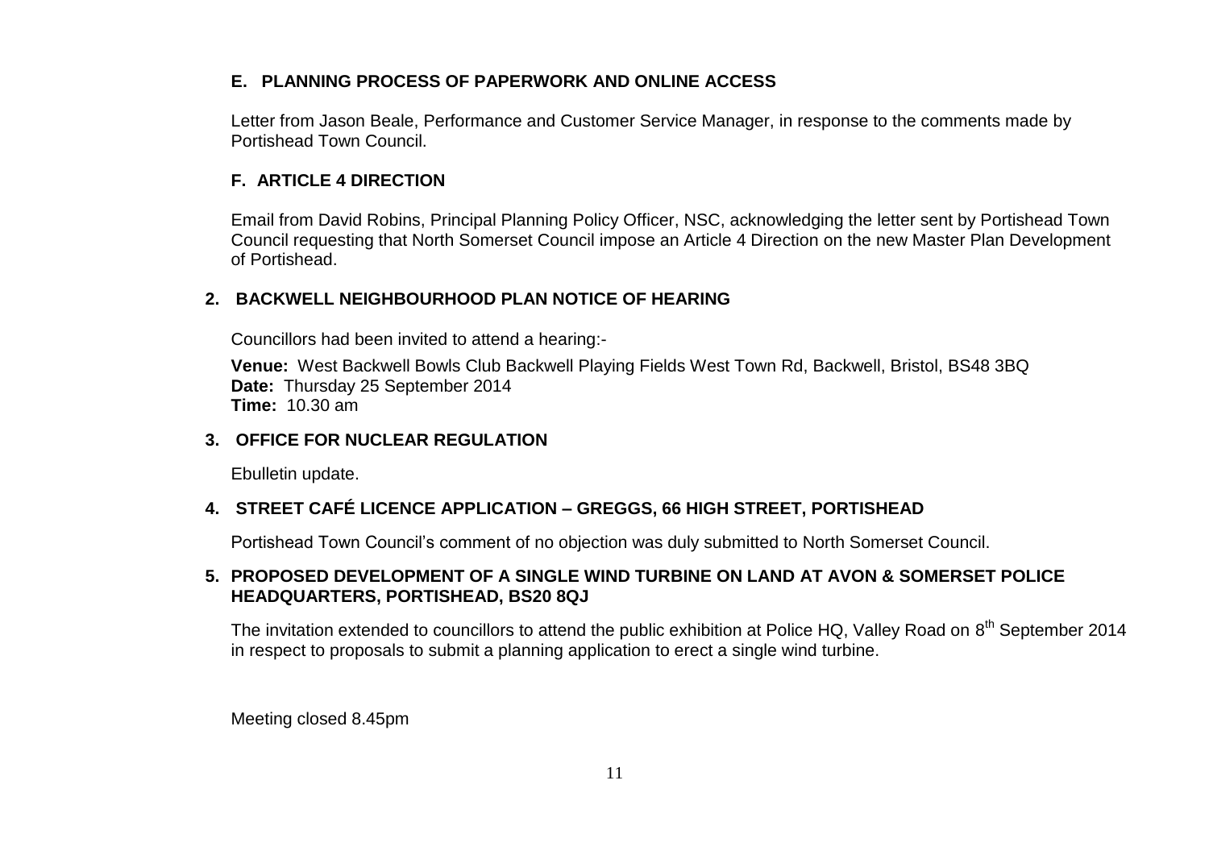### E. PLANNING PROCESS OF PAPERWORK AND ONLINE ACCESS

Letter from Jason Beale, Performance and Customer Service Manager, in response to the comments made by Portishead Town Council.

### F. ARTICLE 4 DIRECTION

Email from David Robins, Principal Planning Policy Officer, NSC, acknowledging the letter sent by Portishead Town Council requesting that North Somerset Council impose an Article 4 Direction on the new Master Plan Development of Portishead.

## 2. BACKWELL NEIGHBOURHOOD PLAN NOTICE OF HEARING

Councillors had been invited to attend a hearing:-

**Venue:** West Backwell Bowls Club Backwell Playing Fields West Town Rd, Backwell, Bristol, BS48 3BQ
**Date:** Thursday 25 September 2014
**Time:** 10.30 am

## 3. OFFICE FOR NUCLEAR REGULATION

Ebulletin update.

## 4. STREET CAFÉ LICENCE APPLICATION – GREGGS, 66 HIGH STREET, PORTISHEAD

Portishead Town Council's comment of no objection was duly submitted to North Somerset Council.

## 5. PROPOSED DEVELOPMENT OF A SINGLE WIND TURBINE ON LAND AT AVON & SOMERSET POLICE HEADQUARTERS, PORTISHEAD, BS20 8QJ

The invitation extended to councillors to attend the public exhibition at Police HQ, Valley Road on 8th September 2014 in respect to proposals to submit a planning application to erect a single wind turbine.

Meeting closed 8.45pm